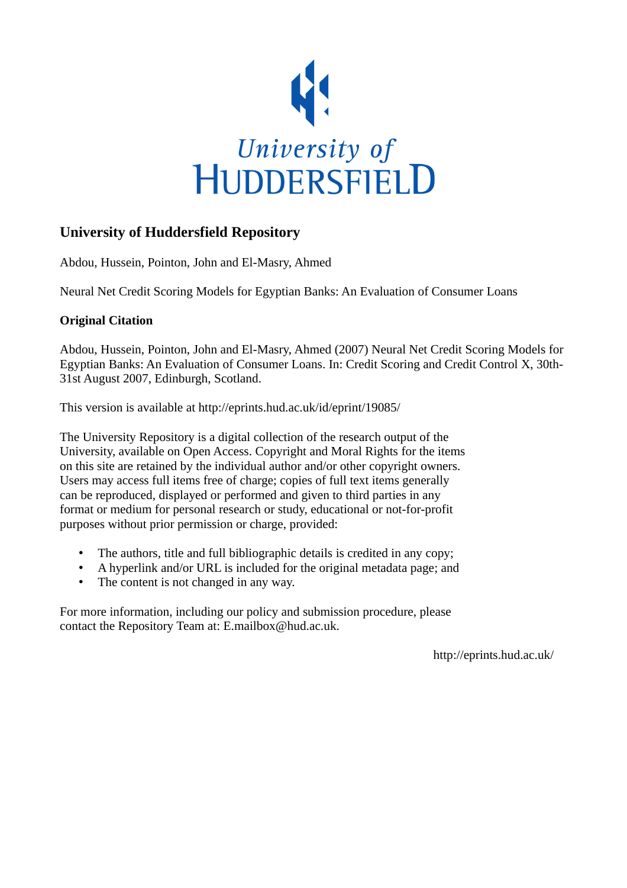University of HUDDERSFIELD

## University of Huddersfield Repository

Abdou, Hussein, Pointon, John and El-Masry, Ahmed

Neural Net Credit Scoring Models for Egyptian Banks: An Evaluation of Consumer Loans

### Original Citation

Abdou, Hussein, Pointon, John and El-Masry, Ahmed (2007) Neural Net Credit Scoring Models for Egyptian Banks: An Evaluation of Consumer Loans. In: Credit Scoring and Credit Control X, 30th-31st August 2007, Edinburgh, Scotland.

This version is available at http://eprints.hud.ac.uk/id/eprint/19085/

The University Repository is a digital collection of the research output of the University, available on Open Access. Copyright and Moral Rights for the items on this site are retained by the individual author and/or other copyright owners. Users may access full items free of charge; copies of full text items generally can be reproduced, displayed or performed and given to third parties in any format or medium for personal research or study, educational or not-for-profit purposes without prior permission or charge, provided:

- The authors, title and full bibliographic details is credited in any copy;
- A hyperlink and/or URL is included for the original metadata page; and
- The content is not changed in any way.

For more information, including our policy and submission procedure, please contact the Repository Team at: E.mailbox@hud.ac.uk.

http://eprints.hud.ac.uk/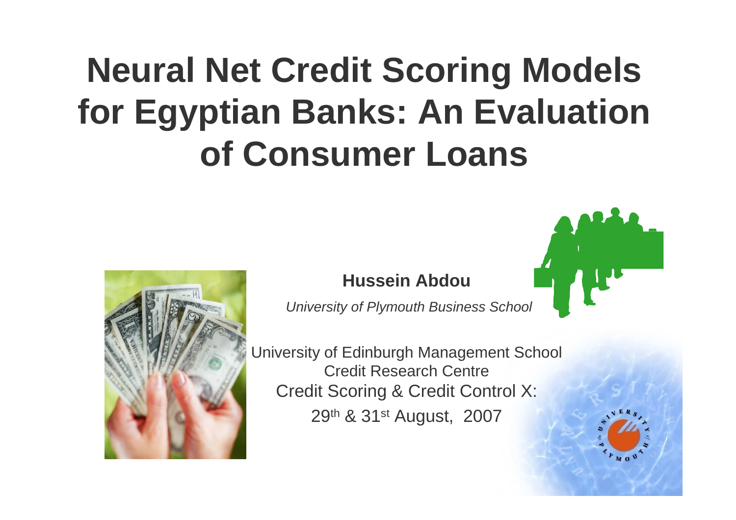# Neural Net Credit Scoring Models for Egyptian Banks: An Evaluation of Consumer Loans

**Hussein Abdou**

*University of Plymouth Business School*

University of Edinburgh Management School
Credit Research Centre
Credit Scoring & Credit Control X:
29th & 31st August, 2007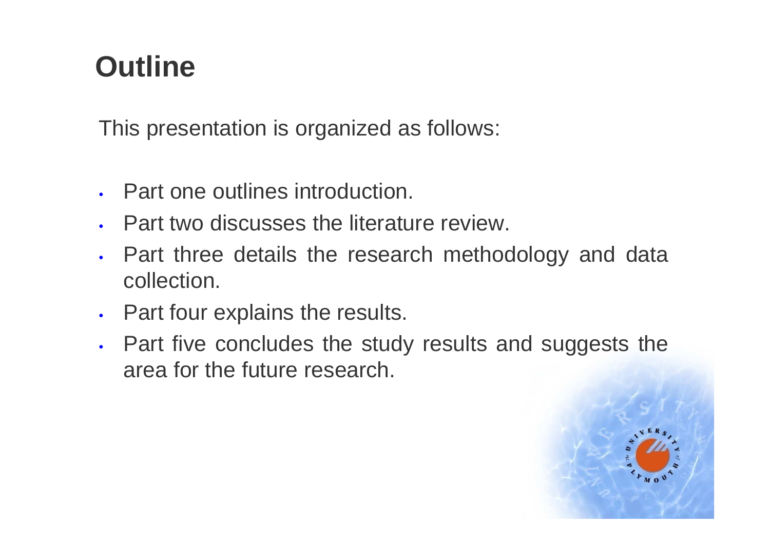# Outline

This presentation is organized as follows:

- Part one outlines introduction.
- Part two discusses the literature review.
- Part three details the research methodology and data collection.
- Part four explains the results.
- Part five concludes the study results and suggests the area for the future research.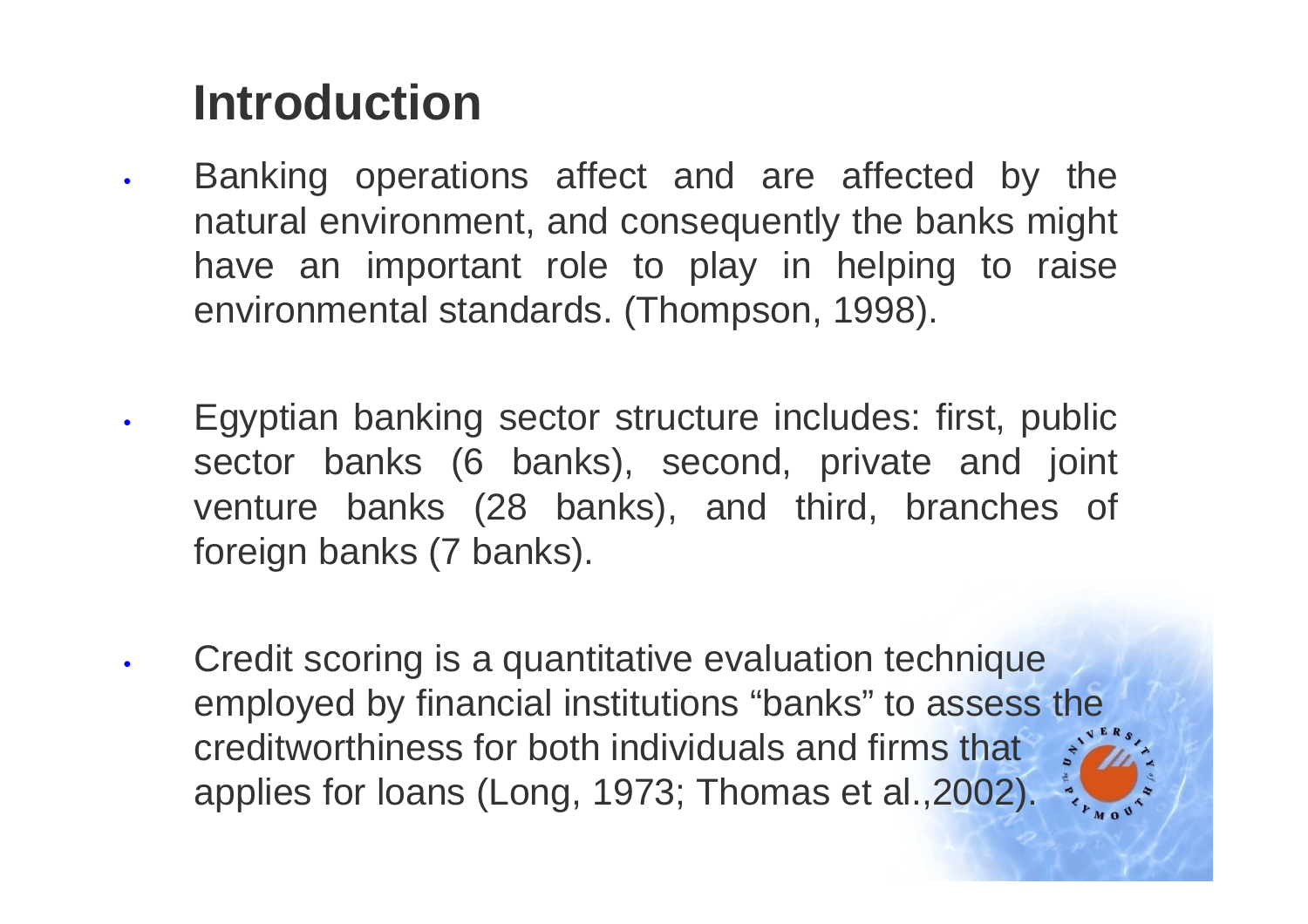# Introduction

- Banking operations affect and are affected by the natural environment, and consequently the banks might have an important role to play in helping to raise environmental standards. (Thompson, 1998).
- Egyptian banking sector structure includes: first, public sector banks (6 banks), second, private and joint venture banks (28 banks), and third, branches of foreign banks (7 banks).
- Credit scoring is a quantitative evaluation technique employed by financial institutions “banks” to assess the creditworthiness for both individuals and firms that applies for loans (Long, 1973; Thomas et al.,2002).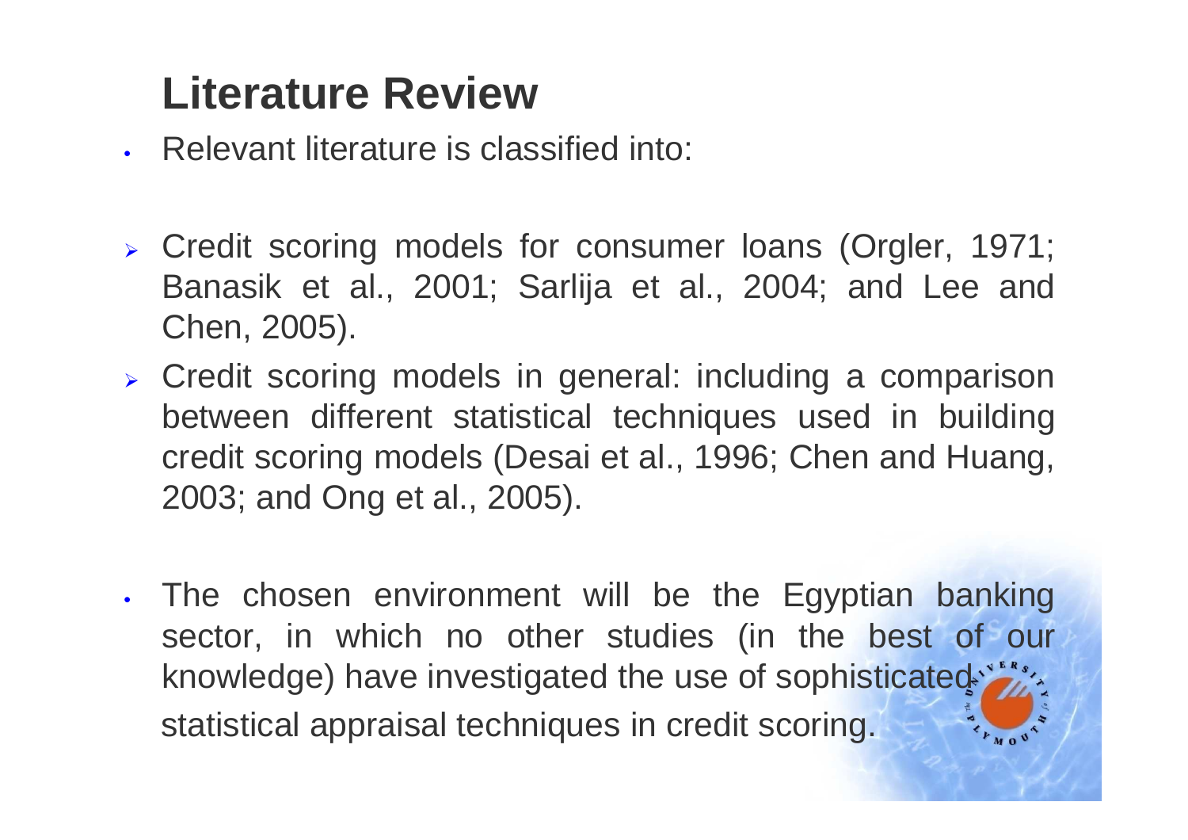# Literature Review

- Relevant literature is classified into:

  - Credit scoring models for consumer loans (Orgler, 1971; Banasik et al., 2001; Sarlija et al., 2004; and Lee and Chen, 2005).
  - Credit scoring models in general: including a comparison between different statistical techniques used in building credit scoring models (Desai et al., 1996; Chen and Huang, 2003; and Ong et al., 2005).

- The chosen environment will be the Egyptian banking sector, in which no other studies (in the best of our knowledge) have investigated the use of sophisticated statistical appraisal techniques in credit scoring.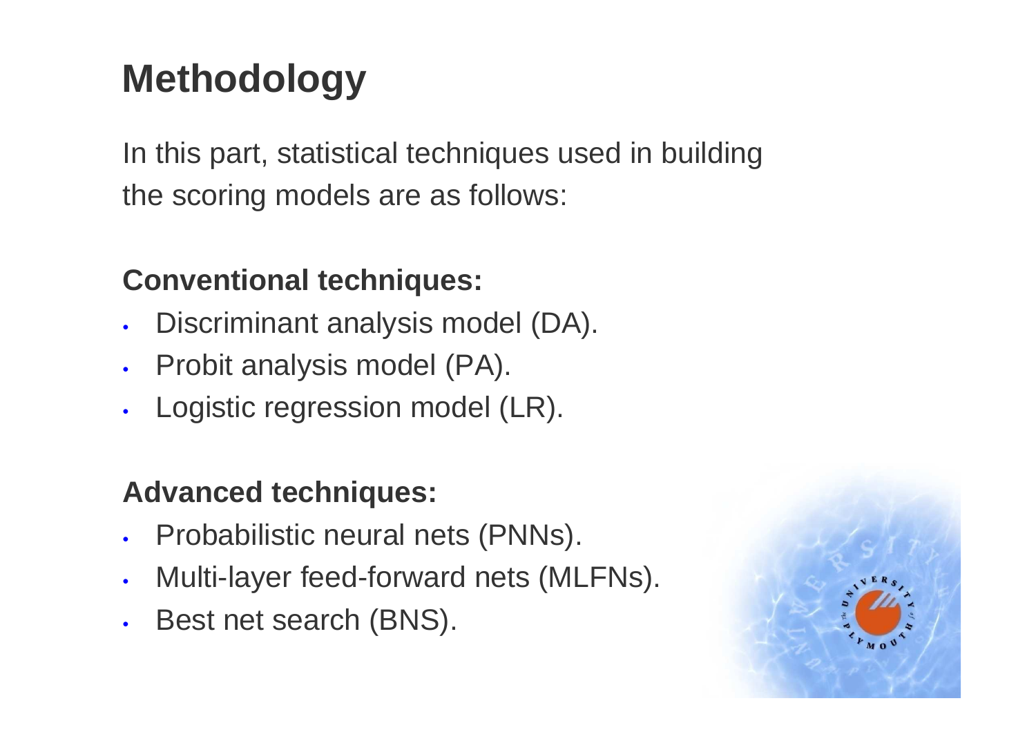# Methodology

In this part, statistical techniques used in building the scoring models are as follows:

**Conventional techniques:**

- Discriminant analysis model (DA).
- Probit analysis model (PA).
- Logistic regression model (LR).

**Advanced techniques:**

- Probabilistic neural nets (PNNs).
- Multi-layer feed-forward nets (MLFNs).
- Best net search (BNS).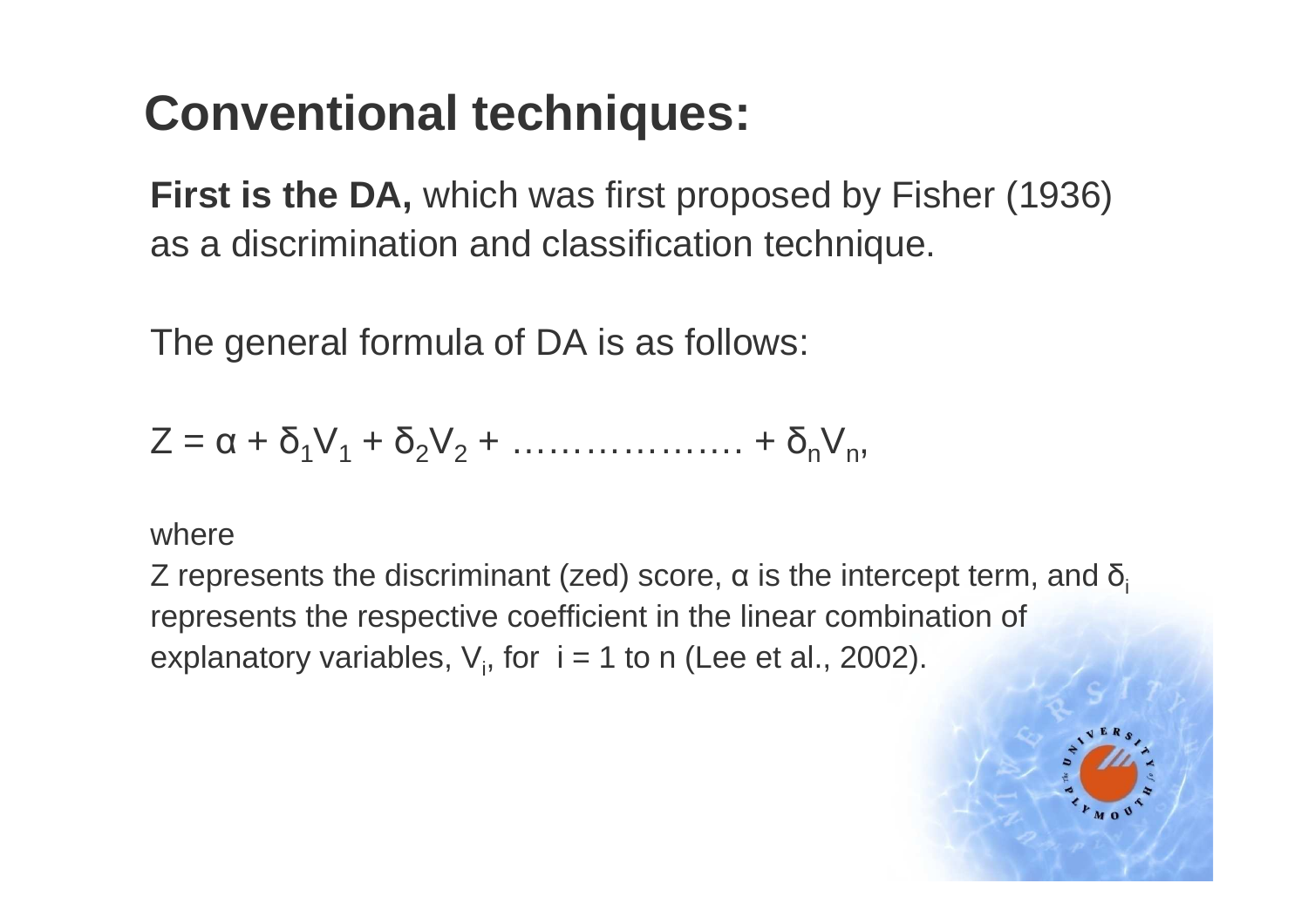## Conventional techniques:

**First is the DA,** which was first proposed by Fisher (1936) as a discrimination and classification technique.

The general formula of DA is as follows:

$$Z = \alpha + \delta_1 V_1 + \delta_2 V_2 + \ldots\ldots\ldots\ldots\ldots\ldots + \delta_n V_n,$$

where

Z represents the discriminant (zed) score, $\alpha$ is the intercept term, and $\delta_i$ represents the respective coefficient in the linear combination of explanatory variables, $V_i$, for $i = 1$ to n (Lee et al., 2002).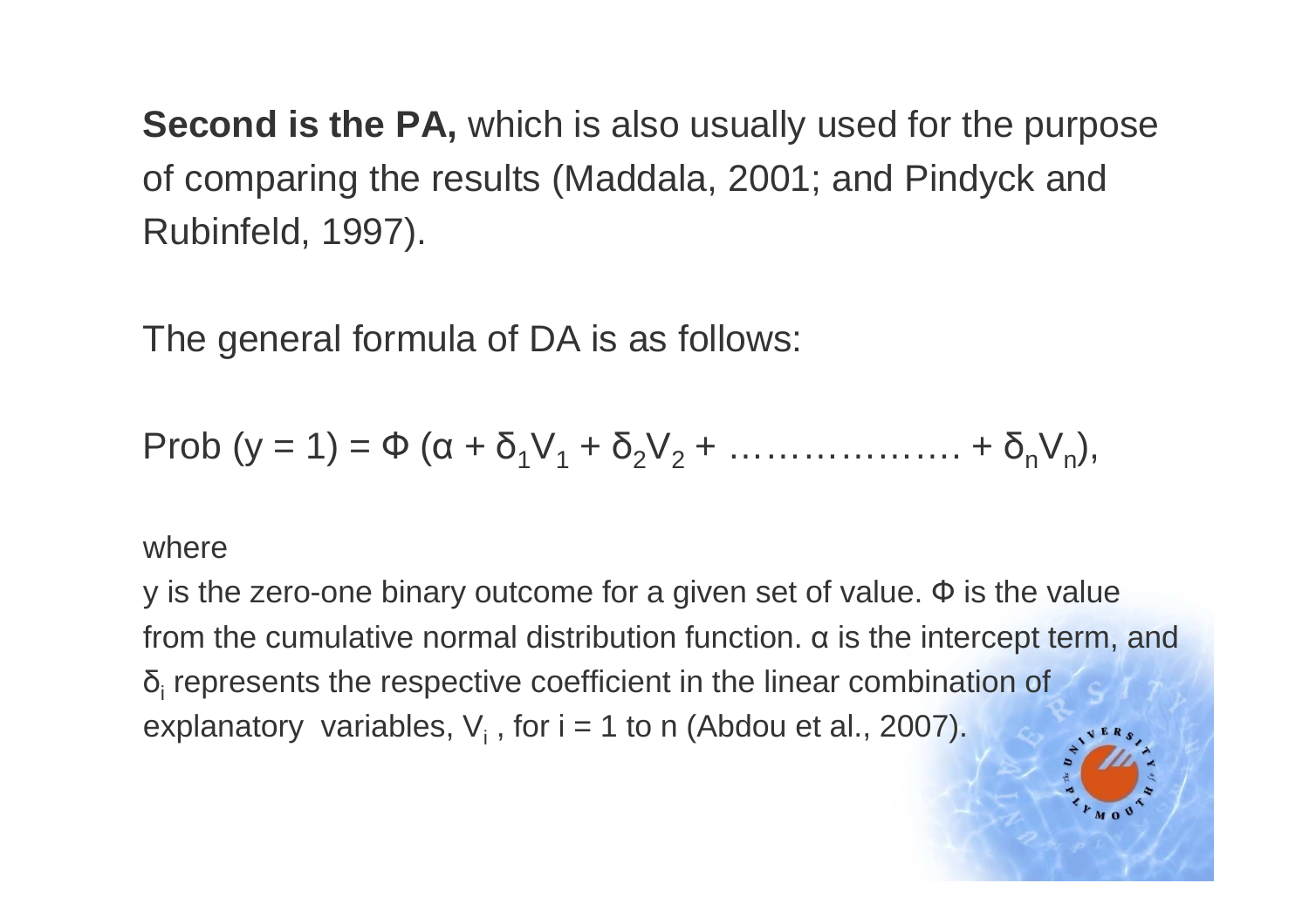**Second is the PA,** which is also usually used for the purpose of comparing the results (Maddala, 2001; and Pindyck and Rubinfeld, 1997).

The general formula of DA is as follows:

$$\text{Prob}\ (y = 1) = \Phi\ (\alpha + \delta_1 V_1 + \delta_2 V_2 + \dots\dots\dots\dots\dots\dots + \delta_n V_n),$$

where

y is the zero-one binary outcome for a given set of value. $\Phi$ is the value from the cumulative normal distribution function. $\alpha$ is the intercept term, and $\delta_i$ represents the respective coefficient in the linear combination of explanatory variables, $V_i$ , for i = 1 to n (Abdou et al., 2007).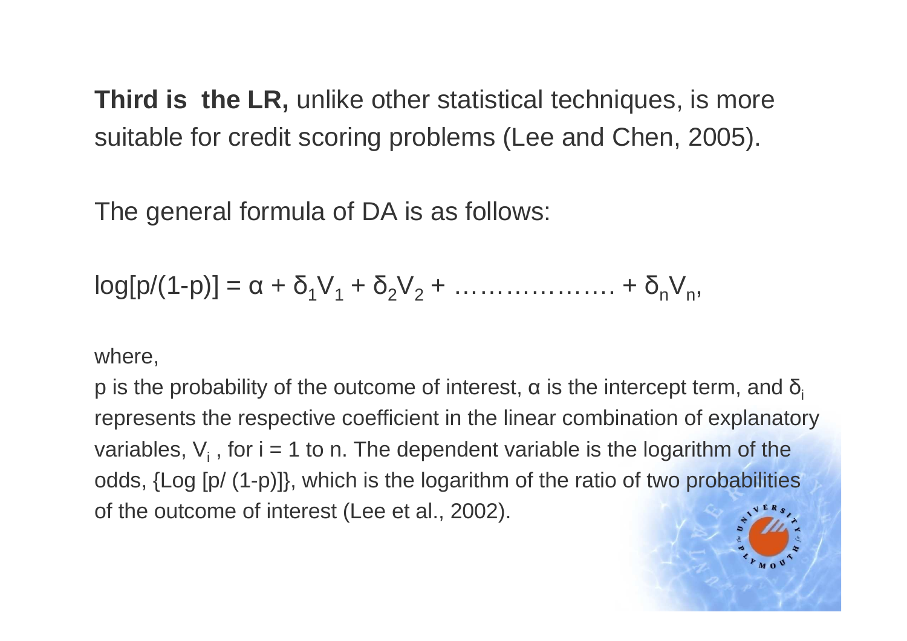**Third is the LR,** unlike other statistical techniques, is more suitable for credit scoring problems (Lee and Chen, 2005).

The general formula of DA is as follows:

$$\log[p/(1-p)] = \alpha + \delta_1 V_1 + \delta_2 V_2 + \ldots\ldots\ldots\ldots\ldots\ldots + \delta_n V_n,$$

where,

p is the probability of the outcome of interest, $\alpha$ is the intercept term, and $\delta_i$ represents the respective coefficient in the linear combination of explanatory variables, $V_i$ , for i = 1 to n. The dependent variable is the logarithm of the odds, {Log [p/ (1-p)]}, which is the logarithm of the ratio of two probabilities of the outcome of interest (Lee et al., 2002).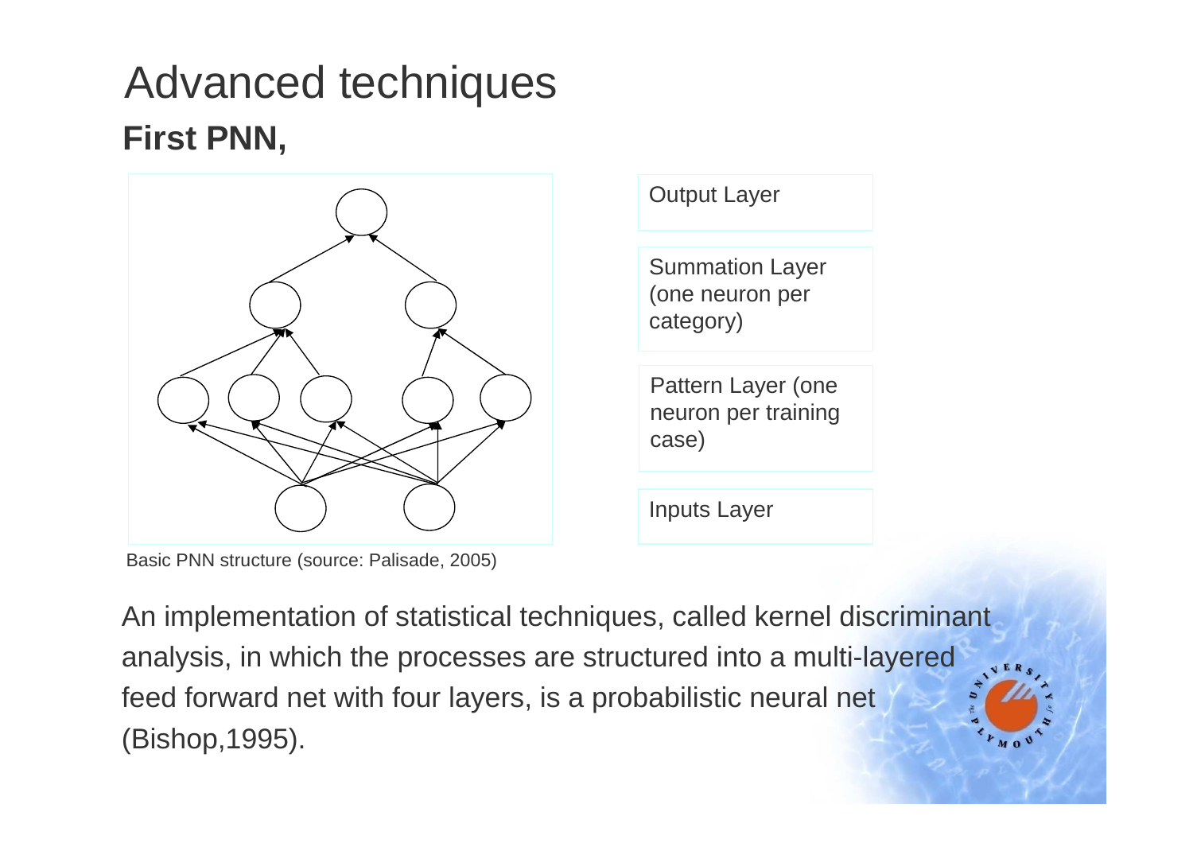# Advanced techniques

## First PNN,

Output Layer

Summation Layer (one neuron per category)

Pattern Layer (one neuron per training case)

Inputs Layer

Basic PNN structure (source: Palisade, 2005)

An implementation of statistical techniques, called kernel discriminant analysis, in which the processes are structured into a multi-layered feed forward net with four layers, is a probabilistic neural net (Bishop,1995).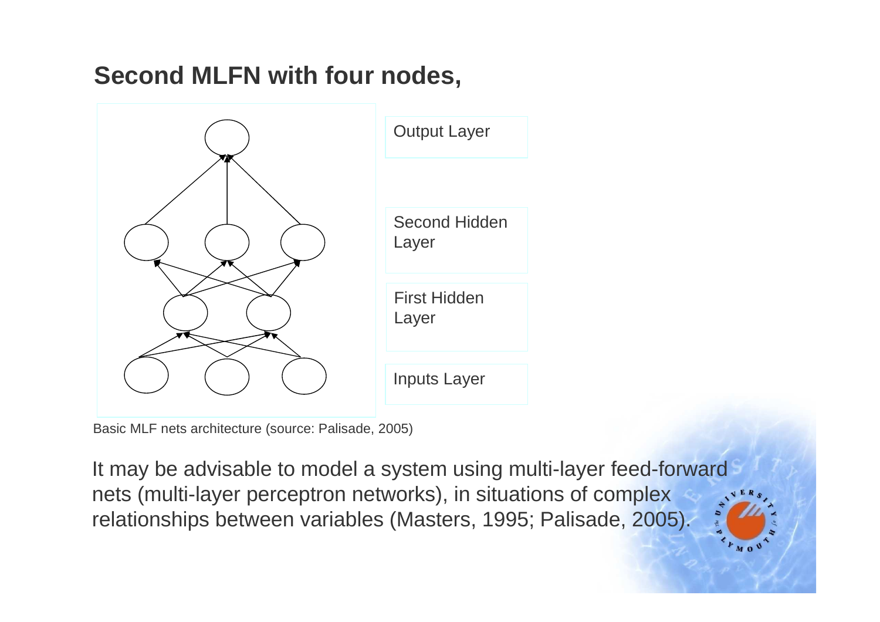## Second MLFN with four nodes,

Output Layer

Second Hidden Layer

First Hidden Layer

Inputs Layer

Basic MLF nets architecture (source: Palisade, 2005)

It may be advisable to model a system using multi-layer feed-forward nets (multi-layer perceptron networks), in situations of complex relationships between variables (Masters, 1995; Palisade, 2005).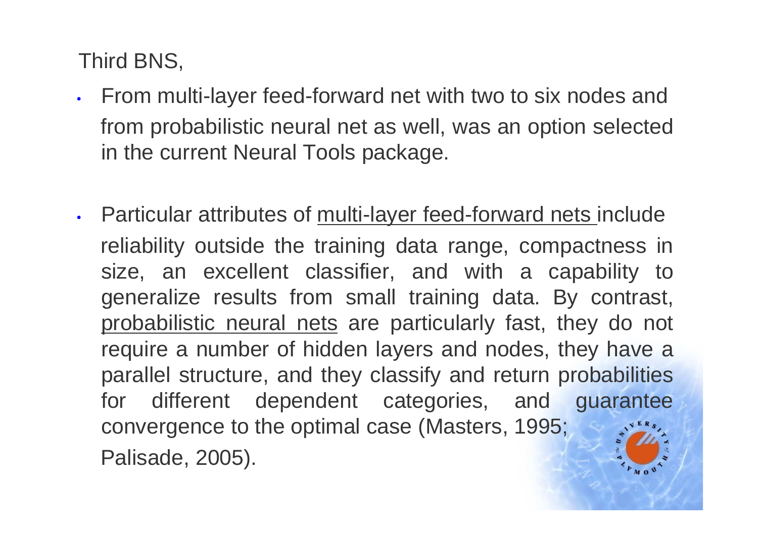Third BNS,

- From multi-layer feed-forward net with two to six nodes and from probabilistic neural net as well, was an option selected in the current Neural Tools package.

- Particular attributes of <u>multi-layer feed-forward nets</u> include reliability outside the training data range, compactness in size, an excellent classifier, and with a capability to generalize results from small training data. By contrast, <u>probabilistic neural nets</u> are particularly fast, they do not require a number of hidden layers and nodes, they have a parallel structure, and they classify and return probabilities for different dependent categories, and guarantee convergence to the optimal case (Masters, 1995; Palisade, 2005).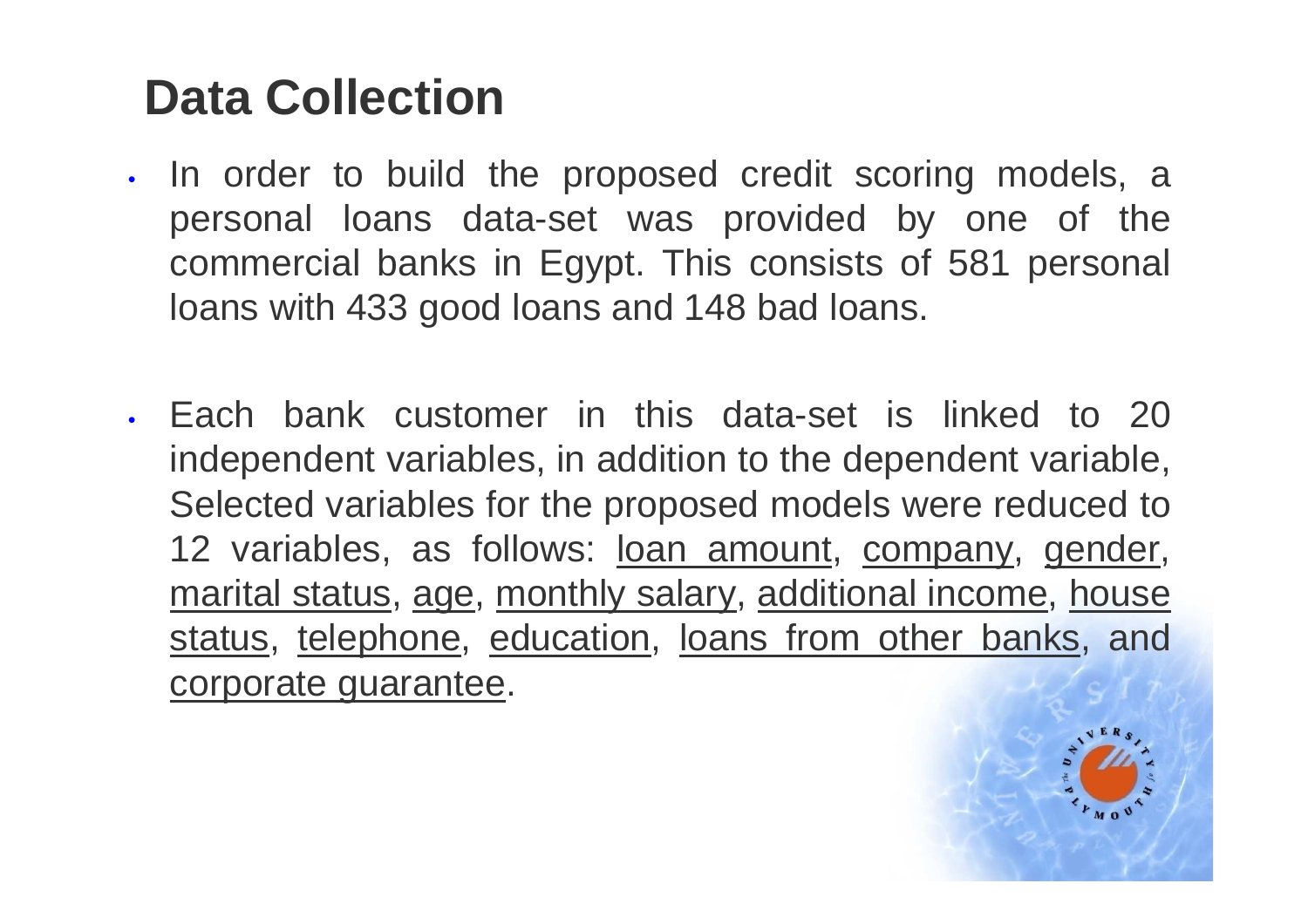# Data Collection

- In order to build the proposed credit scoring models, a personal loans data-set was provided by one of the commercial banks in Egypt. This consists of 581 personal loans with 433 good loans and 148 bad loans.

- Each bank customer in this data-set is linked to 20 independent variables, in addition to the dependent variable, Selected variables for the proposed models were reduced to 12 variables, as follows: loan amount, company, gender, marital status, age, monthly salary, additional income, house status, telephone, education, loans from other banks, and corporate guarantee.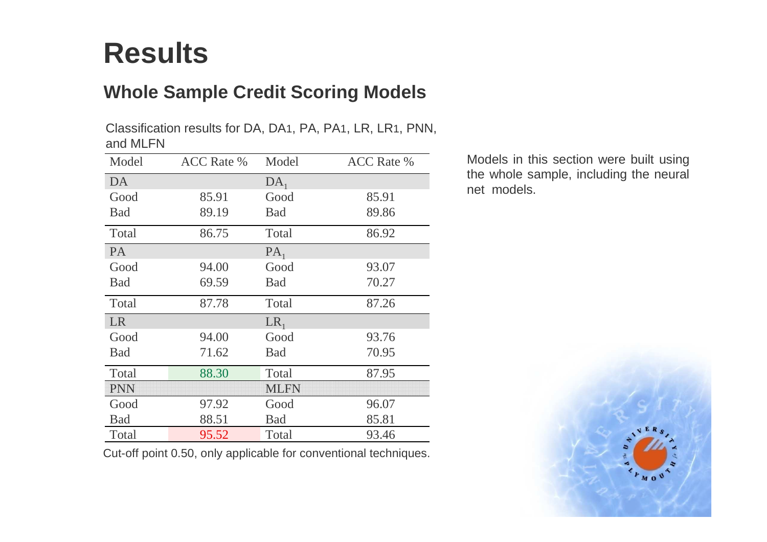# Results

## Whole Sample Credit Scoring Models

Classification results for DA, DA1, PA, PA1, LR, LR1, PNN, and MLFN

| Model | ACC Rate % | Model | ACC Rate % |
|---|---|---|---|
| DA | | $DA_1$ | |
| Good | 85.91 | Good | 85.91 |
| Bad | 89.19 | Bad | 89.86 |
| Total | 86.75 | Total | 86.92 |
| PA | | $PA_1$ | |
| Good | 94.00 | Good | 93.07 |
| Bad | 69.59 | Bad | 70.27 |
| Total | 87.78 | Total | 87.26 |
| LR | | $LR_1$ | |
| Good | 94.00 | Good | 93.76 |
| Bad | 71.62 | Bad | 70.95 |
| Total | 88.30 | Total | 87.95 |
| PNN | | MLFN | |
| Good | 97.92 | Good | 96.07 |
| Bad | 88.51 | Bad | 85.81 |
| Total | 95.52 | Total | 93.46 |

Cut-off point 0.50, only applicable for conventional techniques.

Models in this section were built using the whole sample, including the neural net models.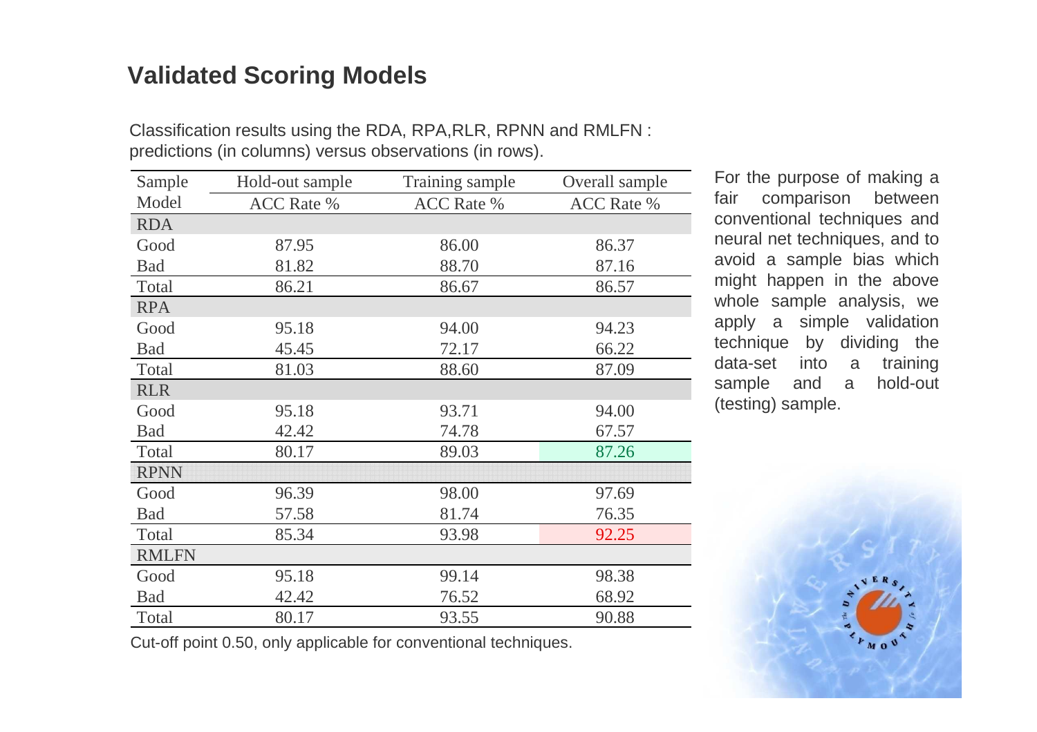## Validated Scoring Models

Classification results using the RDA, RPA,RLR, RPNN and RMLFN : predictions (in columns) versus observations (in rows).

| Sample | Hold-out sample | Training sample | Overall sample |
|---|---|---|---|
| Model | ACC Rate % | ACC Rate % | ACC Rate % |
| RDA | | | |
| Good | 87.95 | 86.00 | 86.37 |
| Bad | 81.82 | 88.70 | 87.16 |
| Total | 86.21 | 86.67 | 86.57 |
| RPA | | | |
| Good | 95.18 | 94.00 | 94.23 |
| Bad | 45.45 | 72.17 | 66.22 |
| Total | 81.03 | 88.60 | 87.09 |
| RLR | | | |
| Good | 95.18 | 93.71 | 94.00 |
| Bad | 42.42 | 74.78 | 67.57 |
| Total | 80.17 | 89.03 | 87.26 |
| RPNN | | | |
| Good | 96.39 | 98.00 | 97.69 |
| Bad | 57.58 | 81.74 | 76.35 |
| Total | 85.34 | 93.98 | 92.25 |
| RMLFN | | | |
| Good | 95.18 | 99.14 | 98.38 |
| Bad | 42.42 | 76.52 | 68.92 |
| Total | 80.17 | 93.55 | 90.88 |

Cut-off point 0.50, only applicable for conventional techniques.

For the purpose of making a fair comparison between conventional techniques and neural net techniques, and to avoid a sample bias which might happen in the above whole sample analysis, we apply a simple validation technique by dividing the data-set into a training sample and a hold-out (testing) sample.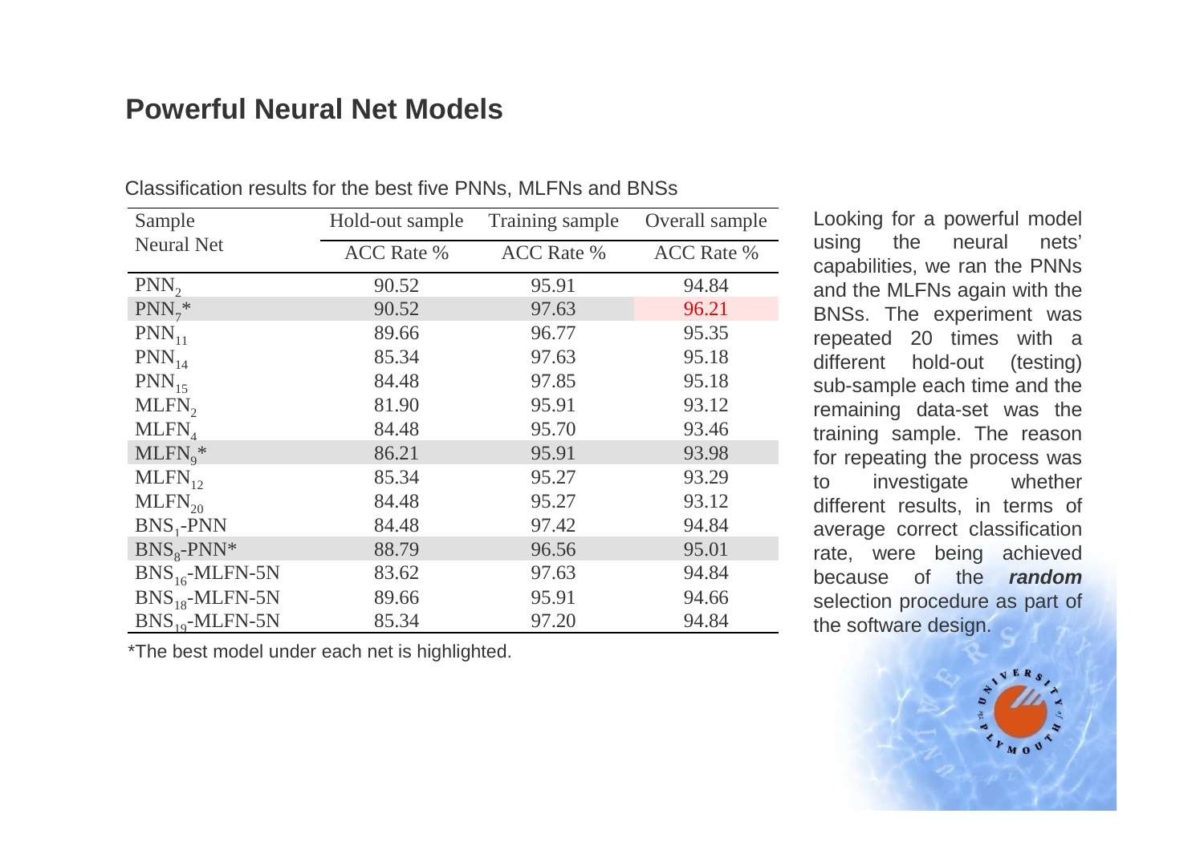## Powerful Neural Net Models

Classification results for the best five PNNs, MLFNs and BNSs

| Sample / Neural Net | Hold-out sample ACC Rate % | Training sample ACC Rate % | Overall sample ACC Rate % |
|---|---|---|---|
| $PNN_2$ | 90.52 | 95.91 | 94.84 |
| $PNN_7$* | 90.52 | 97.63 | 96.21 |
| $PNN_{11}$ | 89.66 | 96.77 | 95.35 |
| $PNN_{14}$ | 85.34 | 97.63 | 95.18 |
| $PNN_{15}$ | 84.48 | 97.85 | 95.18 |
| $MLFN_2$ | 81.90 | 95.91 | 93.12 |
| $MLFN_4$ | 84.48 | 95.70 | 93.46 |
| $MLFN_9$* | 86.21 | 95.91 | 93.98 |
| $MLFN_{12}$ | 85.34 | 95.27 | 93.29 |
| $MLFN_{20}$ | 84.48 | 95.27 | 93.12 |
| $BNS_1$-PNN | 84.48 | 97.42 | 94.84 |
| $BNS_8$-PNN* | 88.79 | 96.56 | 95.01 |
| $BNS_{16}$-MLFN-5N | 83.62 | 97.63 | 94.84 |
| $BNS_{18}$-MLFN-5N | 89.66 | 95.91 | 94.66 |
| $BNS_{19}$-MLFN-5N | 85.34 | 97.20 | 94.84 |

*The best model under each net is highlighted.

Looking for a powerful model using the neural nets' capabilities, we ran the PNNs and the MLFNs again with the BNSs. The experiment was repeated 20 times with a different hold-out (testing) sub-sample each time and the remaining data-set was the training sample. The reason for repeating the process was to investigate whether different results, in terms of average correct classification rate, were being achieved because of the ***random*** selection procedure as part of the software design.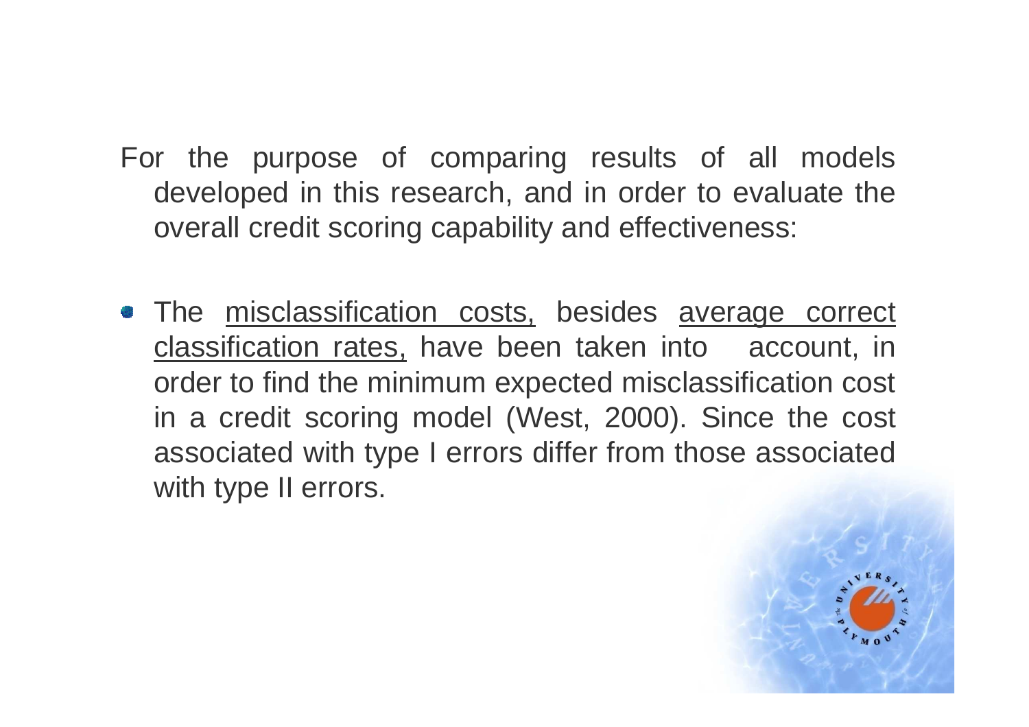For the purpose of comparing results of all models developed in this research, and in order to evaluate the overall credit scoring capability and effectiveness:

- The <u>misclassification costs,</u> besides <u>average correct classification rates,</u> have been taken into account, in order to find the minimum expected misclassification cost in a credit scoring model (West, 2000). Since the cost associated with type I errors differ from those associated with type II errors.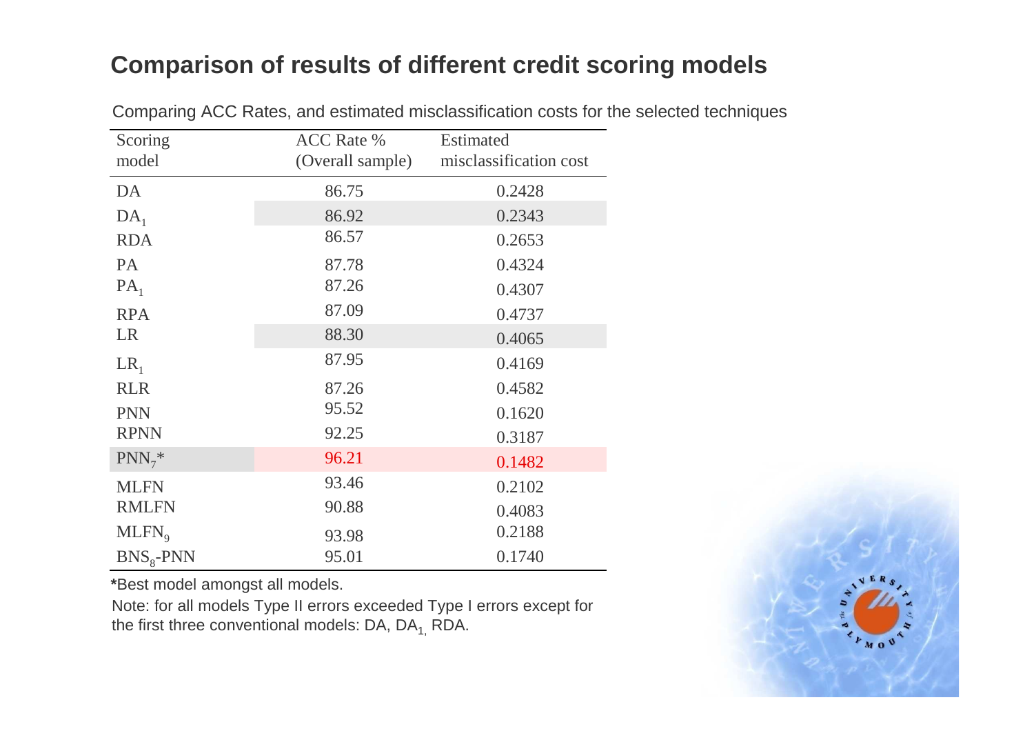## Comparison of results of different credit scoring models

Comparing ACC Rates, and estimated misclassification costs for the selected techniques

| Scoring model | ACC Rate % (Overall sample) | Estimated misclassification cost |
|---|---|---|
| DA | 86.75 | 0.2428 |
| $DA_1$ | 86.92 | 0.2343 |
| RDA | 86.57 | 0.2653 |
| PA | 87.78 | 0.4324 |
| $PA_1$ | 87.26 | 0.4307 |
| RPA | 87.09 | 0.4737 |
| LR | 88.30 | 0.4065 |
| $LR_1$ | 87.95 | 0.4169 |
| RLR | 87.26 | 0.4582 |
| PNN | 95.52 | 0.1620 |
| RPNN | 92.25 | 0.3187 |
| $PNN_7$* | 96.21 | 0.1482 |
| MLFN | 93.46 | 0.2102 |
| RMLFN | 90.88 | 0.4083 |
| $MLFN_9$ | 93.98 | 0.2188 |
| $BNS_8$-PNN | 95.01 | 0.1740 |

*Best model amongst all models.

Note: for all models Type II errors exceeded Type I errors except for the first three conventional models: DA, $DA_1$, RDA.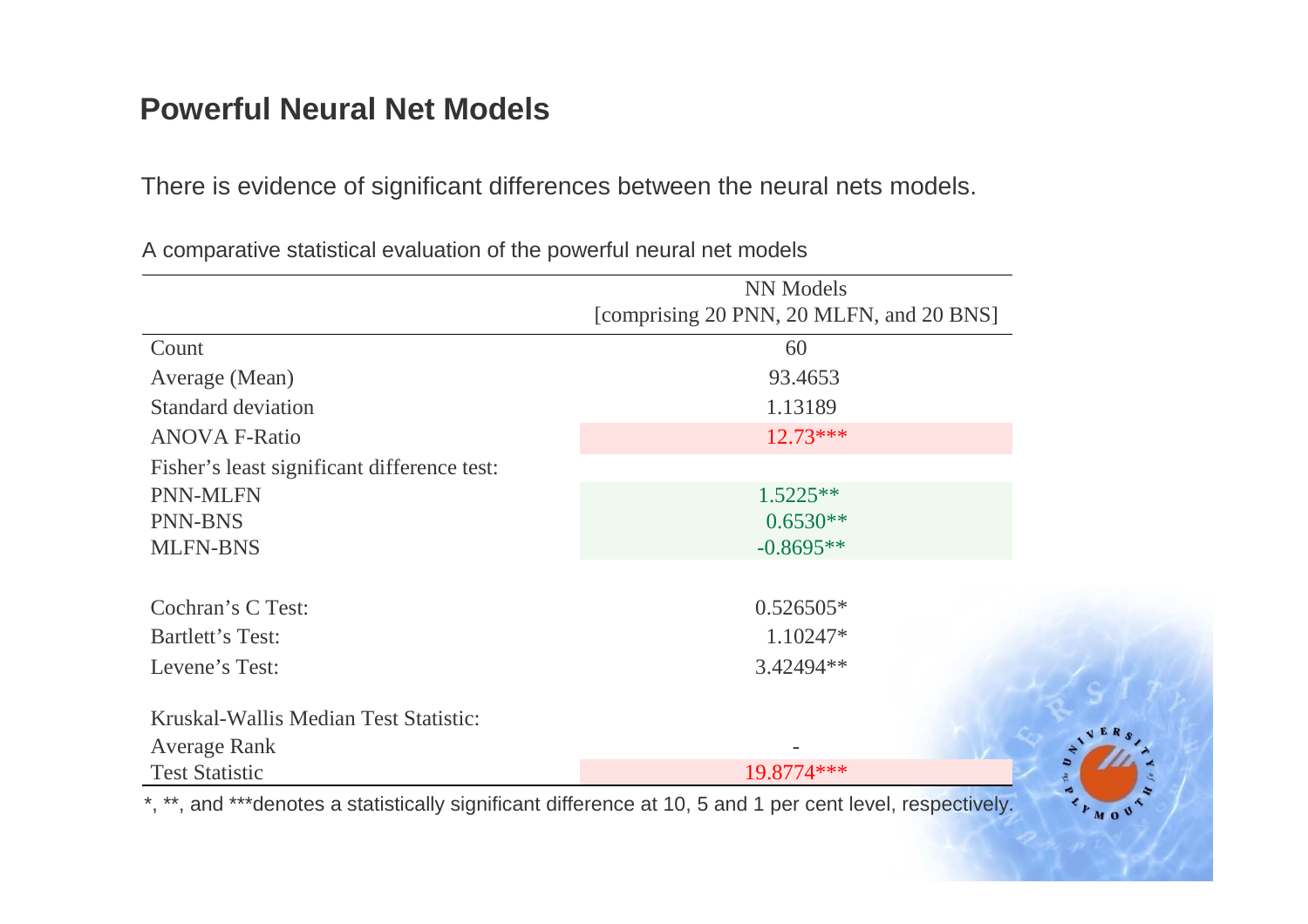## Powerful Neural Net Models

There is evidence of significant differences between the neural nets models.

A comparative statistical evaluation of the powerful neural net models

| | NN Models [comprising 20 PNN, 20 MLFN, and 20 BNS] |
|---|---|
| Count | 60 |
| Average (Mean) | 93.4653 |
| Standard deviation | 1.13189 |
| ANOVA F-Ratio | 12.73*** |
| Fisher's least significant difference test: | |
| PNN-MLFN | 1.5225** |
| PNN-BNS | 0.6530** |
| MLFN-BNS | -0.8695** |
| | |
| Cochran's C Test: | 0.526505* |
| Bartlett's Test: | 1.10247* |
| Levene's Test: | 3.42494** |
| | |
| Kruskal-Wallis Median Test Statistic: | |
| Average Rank | - |
| Test Statistic | 19.8774*** |

*, **, and ***denotes a statistically significant difference at 10, 5 and 1 per cent level, respectively.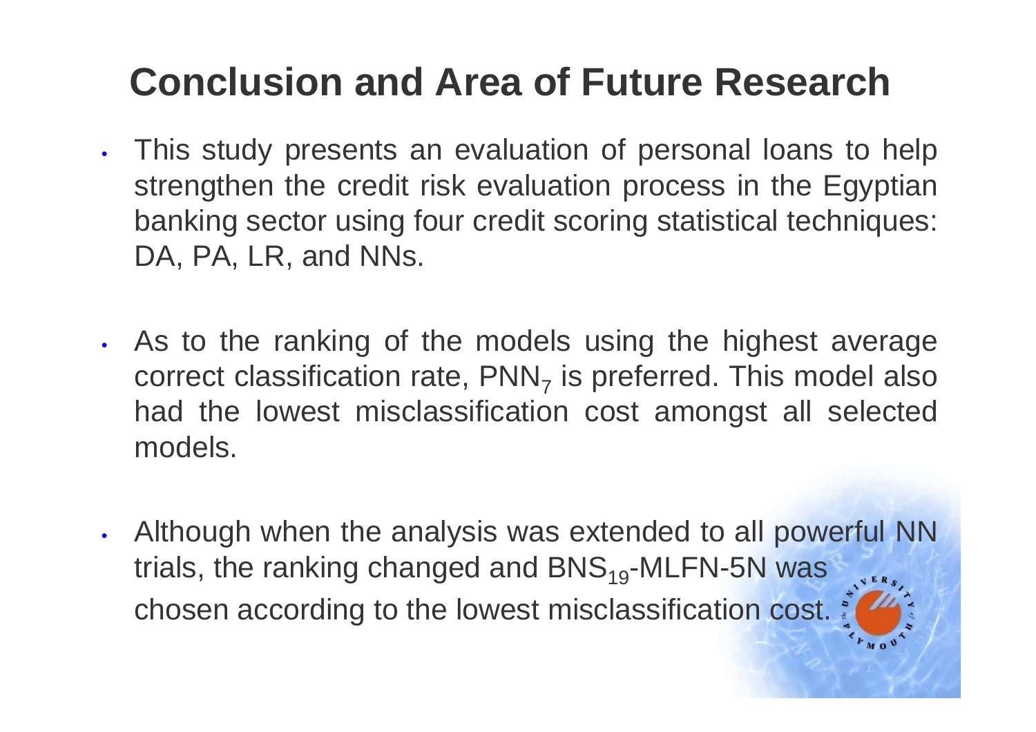# Conclusion and Area of Future Research

- This study presents an evaluation of personal loans to help strengthen the credit risk evaluation process in the Egyptian banking sector using four credit scoring statistical techniques: DA, PA, LR, and NNs.
- As to the ranking of the models using the highest average correct classification rate, $PNN_7$ is preferred. This model also had the lowest misclassification cost amongst all selected models.
- Although when the analysis was extended to all powerful NN trials, the ranking changed and $BNS_{19}$-MLFN-5N was chosen according to the lowest misclassification cost.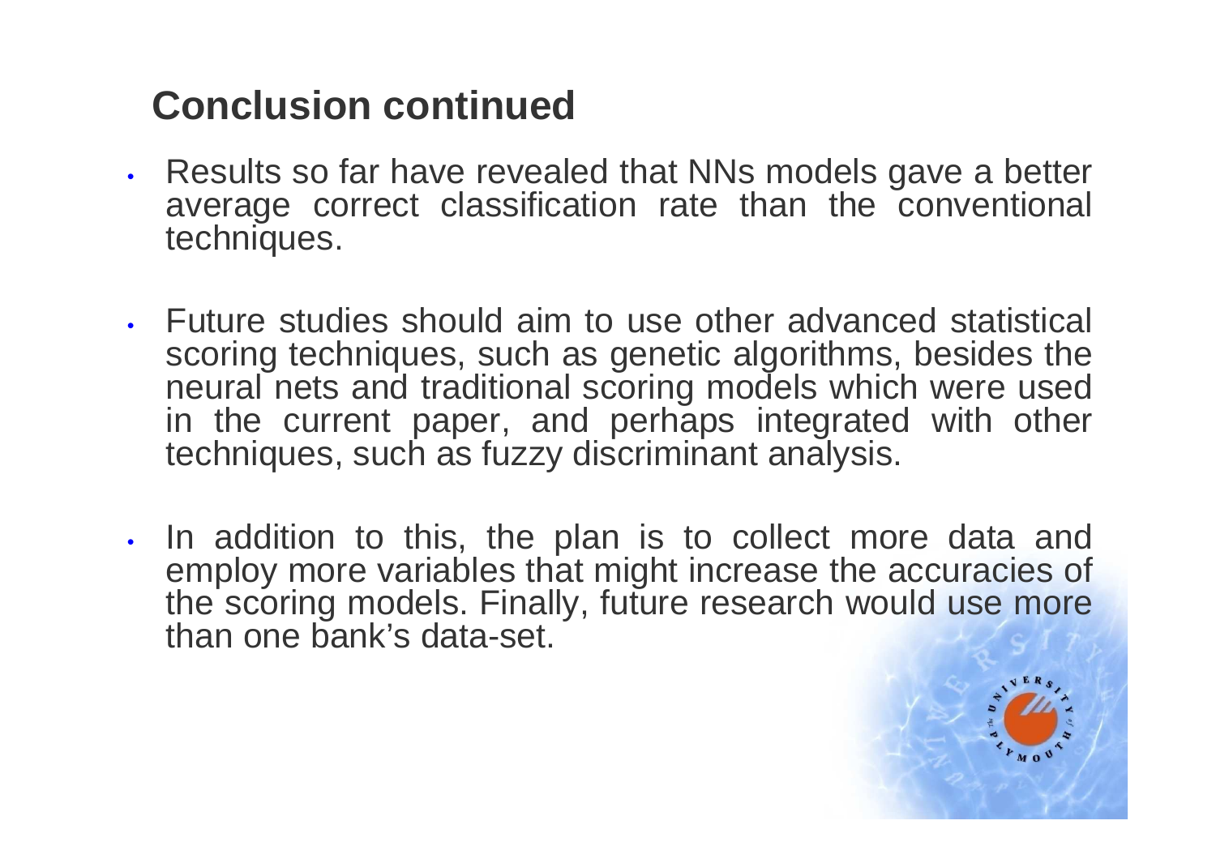## Conclusion continued

- Results so far have revealed that NNs models gave a better average correct classification rate than the conventional techniques.
- Future studies should aim to use other advanced statistical scoring techniques, such as genetic algorithms, besides the neural nets and traditional scoring models which were used in the current paper, and perhaps integrated with other techniques, such as fuzzy discriminant analysis.
- In addition to this, the plan is to collect more data and employ more variables that might increase the accuracies of the scoring models. Finally, future research would use more than one bank's data-set.